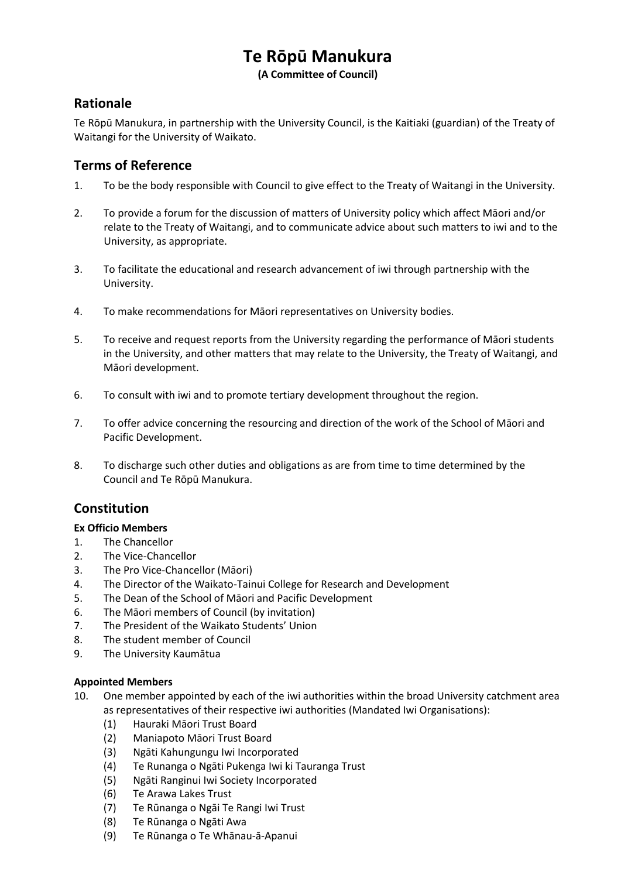# Te Rōpū Manukura

**(A Committee of Council)**

## Rationale

Te Rōpū Manukura, in partnership with the University Council, is the Kaitiaki (guardian) of the Treaty of Waitangi for the University of Waikato.

## Terms of Reference

1. To be the body responsible with Council to give effect to the Treaty of Waitangi in the University.

2. To provide a forum for the discussion of matters of University policy which affect Māori and/or relate to the Treaty of Waitangi, and to communicate advice about such matters to iwi and to the University, as appropriate.

3. To facilitate the educational and research advancement of iwi through partnership with the University.

4. To make recommendations for Māori representatives on University bodies.

5. To receive and request reports from the University regarding the performance of Māori students in the University, and other matters that may relate to the University, the Treaty of Waitangi, and Māori development.

6. To consult with iwi and to promote tertiary development throughout the region.

7. To offer advice concerning the resourcing and direction of the work of the School of Māori and Pacific Development.

8. To discharge such other duties and obligations as are from time to time determined by the Council and Te Rōpū Manukura.

## Constitution

**Ex Officio Members**

1. The Chancellor
2. The Vice-Chancellor
3. The Pro Vice-Chancellor (Māori)
4. The Director of the Waikato-Tainui College for Research and Development
5. The Dean of the School of Māori and Pacific Development
6. The Māori members of Council (by invitation)
7. The President of the Waikato Students' Union
8. The student member of Council
9. The University Kaumātua

**Appointed Members**

10. One member appointed by each of the iwi authorities within the broad University catchment area as representatives of their respective iwi authorities (Mandated Iwi Organisations):
    (1) Hauraki Māori Trust Board
    (2) Maniapoto Māori Trust Board
    (3) Ngāti Kahungungu Iwi Incorporated
    (4) Te Runanga o Ngāti Pukenga Iwi ki Tauranga Trust
    (5) Ngāti Ranginui Iwi Society Incorporated
    (6) Te Arawa Lakes Trust
    (7) Te Rūnanga o Ngāi Te Rangi Iwi Trust
    (8) Te Rūnanga o Ngāti Awa
    (9) Te Rūnanga o Te Whānau-ā-Apanui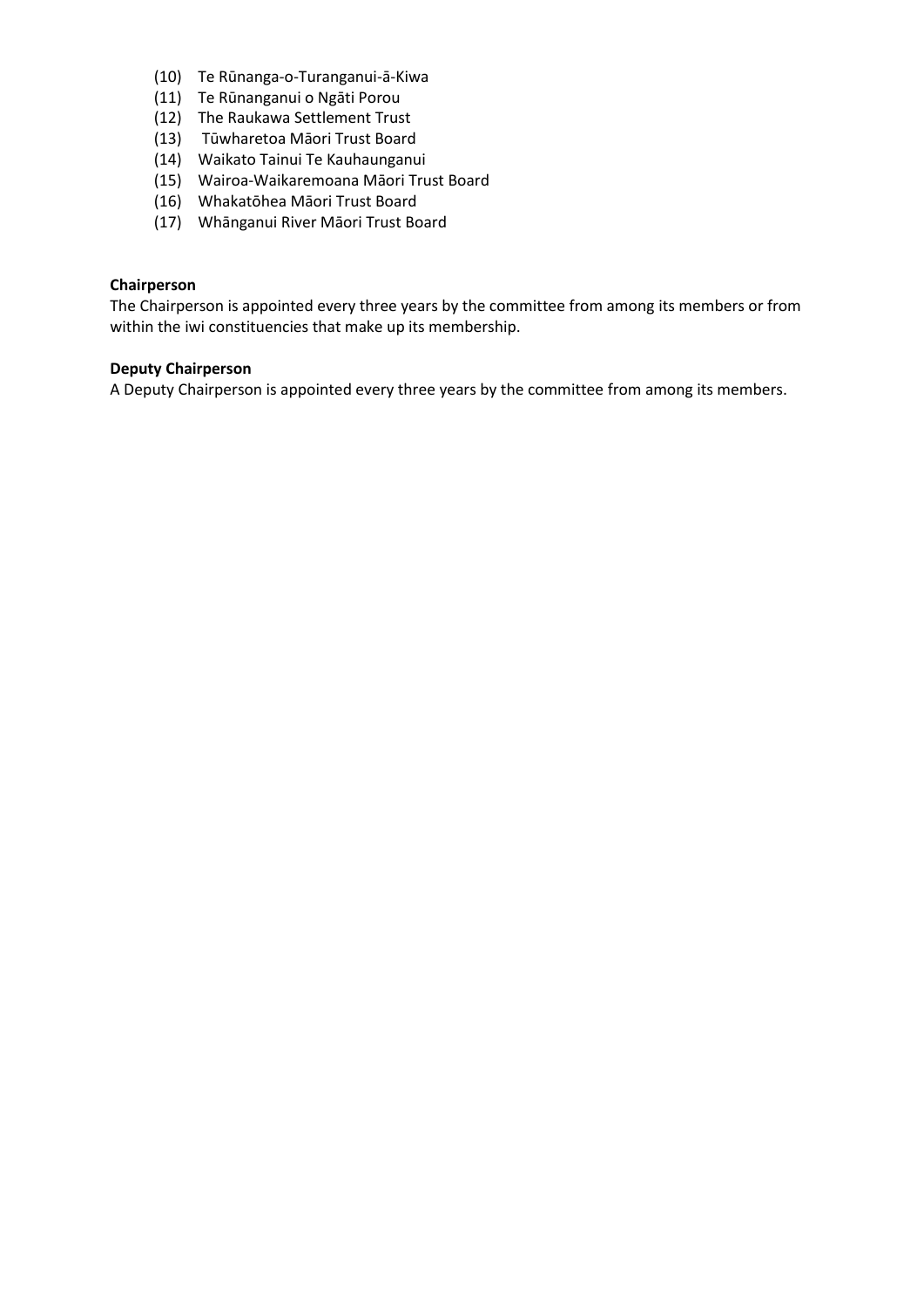(10) Te Rūnanga-o-Turanganui-ā-Kiwa
(11) Te Rūnanganui o Ngāti Porou
(12) The Raukawa Settlement Trust
(13) Tūwharetoa Māori Trust Board
(14) Waikato Tainui Te Kauhaunganui
(15) Wairoa-Waikaremoana Māori Trust Board
(16) Whakatōhea Māori Trust Board
(17) Whānganui River Māori Trust Board

**Chairperson**

The Chairperson is appointed every three years by the committee from among its members or from within the iwi constituencies that make up its membership.

**Deputy Chairperson**

A Deputy Chairperson is appointed every three years by the committee from among its members.